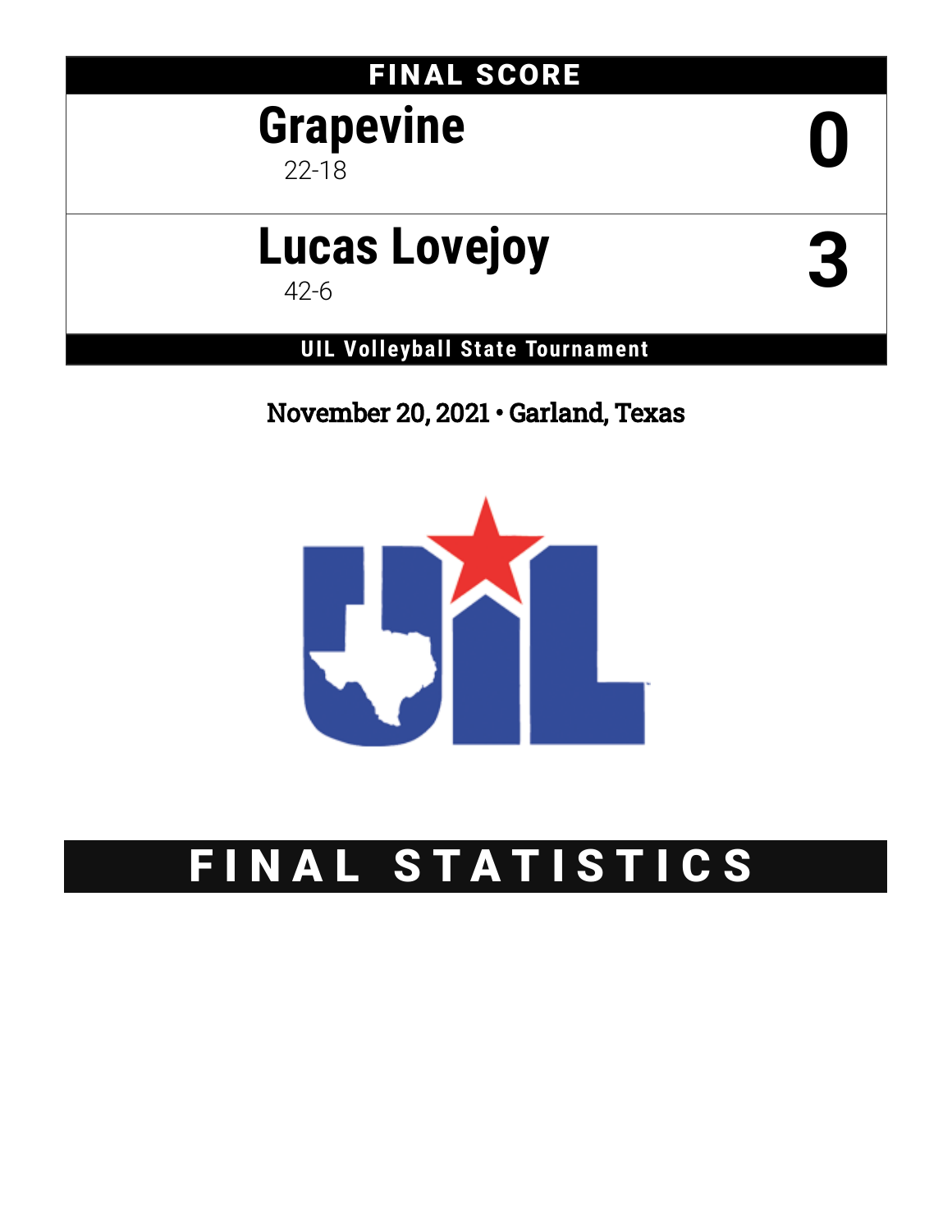## FINAL SCORE

| Team | Score |
|---|---|
| **Grapevine** 22-18 | 0 |
| **Lucas Lovejoy** 42-6 | 3 |

**UIL Volleyball State Tournament**

November 20, 2021 • Garland, Texas

# FINAL STATISTICS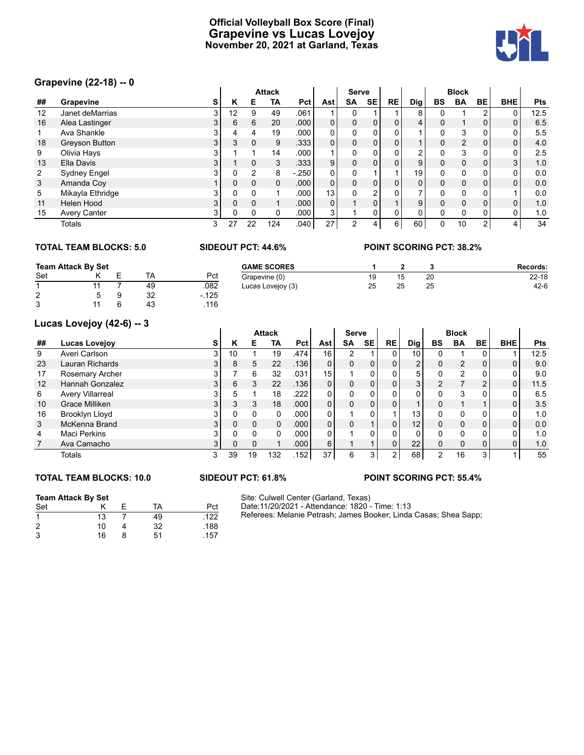# Official Volleyball Box Score (Final)
## Grapevine vs Lucas Lovejoy
### November 20, 2021 at Garland, Texas

## Grapevine (22-18) -- 0

| | | | Attack | | | | | Serve | | | | Block | | | | |
|---|---|---|---|---|---|---|---|---|---|---|---|---|---|---|---|---|
| ## | Grapevine | S | K | E | TA | Pct | Ast | SA | SE | RE | Dig | BS | BA | BE | BHE | Pts |
| 12 | Janet deMarrias | 3 | 12 | 9 | 49 | .061 | 1 | 0 | 1 | 1 | 8 | 0 | 1 | 2 | 0 | 12.5 |
| 16 | Alea Lastinger | 3 | 6 | 6 | 20 | .000 | 0 | 0 | 0 | 0 | 4 | 0 | 1 | 0 | 0 | 6.5 |
| 1 | Ava Shankle | 3 | 4 | 4 | 19 | .000 | 0 | 0 | 0 | 0 | 1 | 0 | 3 | 0 | 0 | 5.5 |
| 18 | Greyson Button | 3 | 3 | 0 | 9 | .333 | 0 | 0 | 0 | 0 | 1 | 0 | 2 | 0 | 0 | 4.0 |
| 9 | Olivia Hays | 3 | 1 | 1 | 14 | .000 | 1 | 0 | 0 | 0 | 2 | 0 | 3 | 0 | 0 | 2.5 |
| 13 | Ella Davis | 3 | 1 | 0 | 3 | .333 | 9 | 0 | 0 | 0 | 9 | 0 | 0 | 0 | 3 | 1.0 |
| 2 | Sydney Engel | 3 | 0 | 2 | 8 | -.250 | 0 | 0 | 1 | 1 | 19 | 0 | 0 | 0 | 0 | 0.0 |
| 3 | Amanda Coy | 1 | 0 | 0 | 0 | .000 | 0 | 0 | 0 | 0 | 0 | 0 | 0 | 0 | 0 | 0.0 |
| 5 | Mikayla Ethridge | 3 | 0 | 0 | 1 | .000 | 13 | 0 | 2 | 0 | 7 | 0 | 0 | 0 | 1 | 0.0 |
| 11 | Helen Hood | 3 | 0 | 0 | 1 | .000 | 0 | 1 | 0 | 1 | 9 | 0 | 0 | 0 | 0 | 1.0 |
| 15 | Avery Canter | 3 | 0 | 0 | 0 | .000 | 3 | 1 | 0 | 0 | 0 | 0 | 0 | 0 | 0 | 1.0 |
| | Totals | 3 | 27 | 22 | 124 | .040 | 27 | 2 | 4 | 6 | 60 | 0 | 10 | 2 | 4 | 34 |

**TOTAL TEAM BLOCKS: 5.0** **SIDEOUT PCT: 44.6%** **POINT SCORING PCT: 38.2%**

**Team Attack By Set**

| Set | K | E | TA | Pct |
|---|---|---|---|---|
| 1 | 11 | 7 | 49 | .082 |
| 2 | 5 | 9 | 32 | -.125 |
| 3 | 11 | 6 | 43 | .116 |

| GAME SCORES | 1 | 2 | 3 | Records: |
|---|---|---|---|---|
| Grapevine (0) | 19 | 15 | 20 | 22-18 |
| Lucas Lovejoy (3) | 25 | 25 | 25 | 42-6 |

## Lucas Lovejoy (42-6) -- 3

| | | | Attack | | | | | Serve | | | | Block | | | | |
|---|---|---|---|---|---|---|---|---|---|---|---|---|---|---|---|---|
| ## | Lucas Lovejoy | S | K | E | TA | Pct | Ast | SA | SE | RE | Dig | BS | BA | BE | BHE | Pts |
| 9 | Averi Carlson | 3 | 10 | 1 | 19 | .474 | 16 | 2 | 1 | 0 | 10 | 0 | 1 | 0 | 1 | 12.5 |
| 23 | Lauran Richards | 3 | 8 | 5 | 22 | .136 | 0 | 0 | 0 | 0 | 2 | 0 | 2 | 0 | 0 | 9.0 |
| 17 | Rosemary Archer | 3 | 7 | 6 | 32 | .031 | 15 | 1 | 0 | 0 | 5 | 0 | 2 | 0 | 0 | 9.0 |
| 12 | Hannah Gonzalez | 3 | 6 | 3 | 22 | .136 | 0 | 0 | 0 | 0 | 3 | 2 | 7 | 2 | 0 | 11.5 |
| 6 | Avery Villarreal | 3 | 5 | 1 | 18 | .222 | 0 | 0 | 0 | 0 | 0 | 0 | 3 | 0 | 0 | 6.5 |
| 10 | Grace Milliken | 3 | 3 | 3 | 18 | .000 | 0 | 0 | 0 | 0 | 1 | 0 | 1 | 1 | 0 | 3.5 |
| 16 | Brooklyn Lloyd | 3 | 0 | 0 | 0 | .000 | 0 | 1 | 0 | 1 | 13 | 0 | 0 | 0 | 0 | 1.0 |
| 3 | McKenna Brand | 3 | 0 | 0 | 0 | .000 | 0 | 0 | 1 | 0 | 12 | 0 | 0 | 0 | 0 | 0.0 |
| 4 | Maci Perkins | 3 | 0 | 0 | 0 | .000 | 0 | 1 | 0 | 0 | 0 | 0 | 0 | 0 | 0 | 1.0 |
| 7 | Ava Camacho | 3 | 0 | 0 | 1 | .000 | 6 | 1 | 1 | 0 | 22 | 0 | 0 | 0 | 0 | 1.0 |
| | Totals | 3 | 39 | 19 | 132 | .152 | 37 | 6 | 3 | 2 | 68 | 2 | 16 | 3 | 1 | 55 |

**TOTAL TEAM BLOCKS: 10.0** **SIDEOUT PCT: 61.8%** **POINT SCORING PCT: 55.4%**

**Team Attack By Set**

| Set | K | E | TA | Pct |
|---|---|---|---|---|
| 1 | 13 | 7 | 49 | .122 |
| 2 | 10 | 4 | 32 | .188 |
| 3 | 16 | 8 | 51 | .157 |

Site: Culwell Center (Garland, Texas)
Date:11/20/2021 - Attendance: 1820 - Time: 1:13
Referees: Melanie Petrash; James Booker; Linda Casas; Shea Sapp;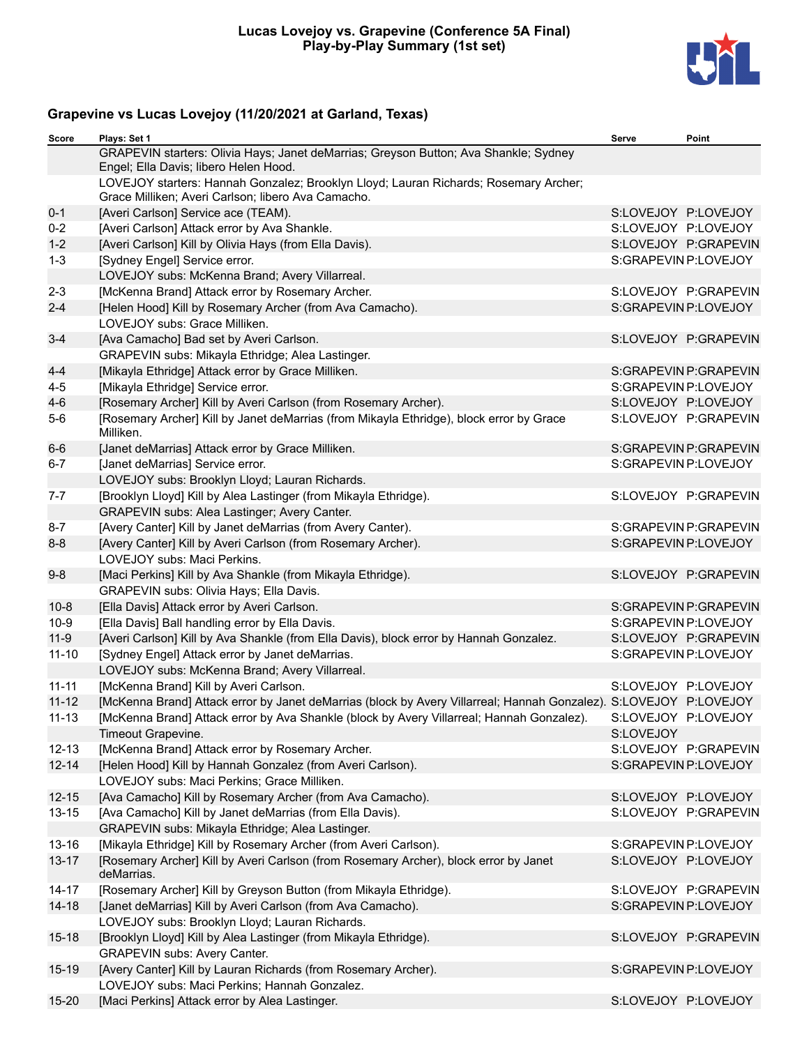**Lucas Lovejoy vs. Grapevine (Conference 5A Final)**
**Play-by-Play Summary (1st set)**

## Grapevine vs Lucas Lovejoy (11/20/2021 at Garland, Texas)

| Score | Plays: Set 1 | Serve | Point |
|---|---|---|---|
| | GRAPEVIN starters: Olivia Hays; Janet deMarrias; Greyson Button; Ava Shankle; Sydney Engel; Ella Davis; libero Helen Hood. | | |
| | LOVEJOY starters: Hannah Gonzalez; Brooklyn Lloyd; Lauran Richards; Rosemary Archer; Grace Milliken; Averi Carlson; libero Ava Camacho. | | |
| 0-1 | [Averi Carlson] Service ace (TEAM). | S:LOVEJOY | P:LOVEJOY |
| 0-2 | [Averi Carlson] Attack error by Ava Shankle. | S:LOVEJOY | P:LOVEJOY |
| 1-2 | [Averi Carlson] Kill by Olivia Hays (from Ella Davis). | S:LOVEJOY | P:GRAPEVIN |
| 1-3 | [Sydney Engel] Service error. | S:GRAPEVIN | P:LOVEJOY |
| | LOVEJOY subs: McKenna Brand; Avery Villarreal. | | |
| 2-3 | [McKenna Brand] Attack error by Rosemary Archer. | S:LOVEJOY | P:GRAPEVIN |
| 2-4 | [Helen Hood] Kill by Rosemary Archer (from Ava Camacho). | S:GRAPEVIN | P:LOVEJOY |
| | LOVEJOY subs: Grace Milliken. | | |
| 3-4 | [Ava Camacho] Bad set by Averi Carlson. | S:LOVEJOY | P:GRAPEVIN |
| | GRAPEVIN subs: Mikayla Ethridge; Alea Lastinger. | | |
| 4-4 | [Mikayla Ethridge] Attack error by Grace Milliken. | S:GRAPEVIN | P:GRAPEVIN |
| 4-5 | [Mikayla Ethridge] Service error. | S:GRAPEVIN | P:LOVEJOY |
| 4-6 | [Rosemary Archer] Kill by Averi Carlson (from Rosemary Archer). | S:LOVEJOY | P:LOVEJOY |
| 5-6 | [Rosemary Archer] Kill by Janet deMarrias (from Mikayla Ethridge), block error by Grace Milliken. | S:LOVEJOY | P:GRAPEVIN |
| 6-6 | [Janet deMarrias] Attack error by Grace Milliken. | S:GRAPEVIN | P:GRAPEVIN |
| 6-7 | [Janet deMarrias] Service error. | S:GRAPEVIN | P:LOVEJOY |
| | LOVEJOY subs: Brooklyn Lloyd; Lauran Richards. | | |
| 7-7 | [Brooklyn Lloyd] Kill by Alea Lastinger (from Mikayla Ethridge). | S:LOVEJOY | P:GRAPEVIN |
| | GRAPEVIN subs: Alea Lastinger; Avery Canter. | | |
| 8-7 | [Avery Canter] Kill by Janet deMarrias (from Avery Canter). | S:GRAPEVIN | P:GRAPEVIN |
| 8-8 | [Avery Canter] Kill by Averi Carlson (from Rosemary Archer). | S:GRAPEVIN | P:LOVEJOY |
| | LOVEJOY subs: Maci Perkins. | | |
| 9-8 | [Maci Perkins] Kill by Ava Shankle (from Mikayla Ethridge). | S:LOVEJOY | P:GRAPEVIN |
| | GRAPEVIN subs: Olivia Hays; Ella Davis. | | |
| 10-8 | [Ella Davis] Attack error by Averi Carlson. | S:GRAPEVIN | P:GRAPEVIN |
| 10-9 | [Ella Davis] Ball handling error by Ella Davis. | S:GRAPEVIN | P:LOVEJOY |
| 11-9 | [Averi Carlson] Kill by Ava Shankle (from Ella Davis), block error by Hannah Gonzalez. | S:LOVEJOY | P:GRAPEVIN |
| 11-10 | [Sydney Engel] Attack error by Janet deMarrias. | S:GRAPEVIN | P:LOVEJOY |
| | LOVEJOY subs: McKenna Brand; Avery Villarreal. | | |
| 11-11 | [McKenna Brand] Kill by Averi Carlson. | S:LOVEJOY | P:LOVEJOY |
| 11-12 | [McKenna Brand] Attack error by Janet deMarrias (block by Avery Villarreal; Hannah Gonzalez). | S:LOVEJOY | P:LOVEJOY |
| 11-13 | [McKenna Brand] Attack error by Ava Shankle (block by Avery Villarreal; Hannah Gonzalez). | S:LOVEJOY | P:LOVEJOY |
| | Timeout Grapevine. | S:LOVEJOY | |
| 12-13 | [McKenna Brand] Attack error by Rosemary Archer. | S:LOVEJOY | P:GRAPEVIN |
| 12-14 | [Helen Hood] Kill by Hannah Gonzalez (from Averi Carlson). | S:GRAPEVIN | P:LOVEJOY |
| | LOVEJOY subs: Maci Perkins; Grace Milliken. | | |
| 12-15 | [Ava Camacho] Kill by Rosemary Archer (from Ava Camacho). | S:LOVEJOY | P:LOVEJOY |
| 13-15 | [Ava Camacho] Kill by Janet deMarrias (from Ella Davis). | S:LOVEJOY | P:GRAPEVIN |
| | GRAPEVIN subs: Mikayla Ethridge; Alea Lastinger. | | |
| 13-16 | [Mikayla Ethridge] Kill by Rosemary Archer (from Averi Carlson). | S:GRAPEVIN | P:LOVEJOY |
| 13-17 | [Rosemary Archer] Kill by Averi Carlson (from Rosemary Archer), block error by Janet deMarrias. | S:LOVEJOY | P:LOVEJOY |
| 14-17 | [Rosemary Archer] Kill by Greyson Button (from Mikayla Ethridge). | S:LOVEJOY | P:GRAPEVIN |
| 14-18 | [Janet deMarrias] Kill by Averi Carlson (from Ava Camacho). | S:GRAPEVIN | P:LOVEJOY |
| | LOVEJOY subs: Brooklyn Lloyd; Lauran Richards. | | |
| 15-18 | [Brooklyn Lloyd] Kill by Alea Lastinger (from Mikayla Ethridge). | S:LOVEJOY | P:GRAPEVIN |
| | GRAPEVIN subs: Avery Canter. | | |
| 15-19 | [Avery Canter] Kill by Lauran Richards (from Rosemary Archer). | S:GRAPEVIN | P:LOVEJOY |
| | LOVEJOY subs: Maci Perkins; Hannah Gonzalez. | | |
| 15-20 | [Maci Perkins] Attack error by Alea Lastinger. | S:LOVEJOY | P:LOVEJOY |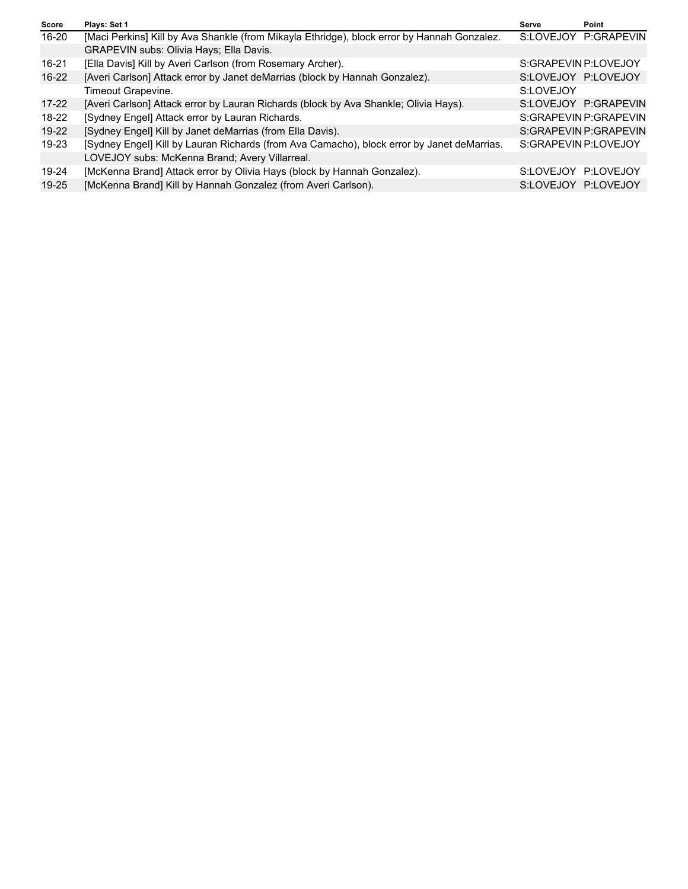| Score | Plays: Set 1 | Serve | Point |
|---|---|---|---|
| 16-20 | [Maci Perkins] Kill by Ava Shankle (from Mikayla Ethridge), block error by Hannah Gonzalez. | S:LOVEJOY | P:GRAPEVIN |
| | GRAPEVIN subs: Olivia Hays; Ella Davis. | | |
| 16-21 | [Ella Davis] Kill by Averi Carlson (from Rosemary Archer). | S:GRAPEVIN | P:LOVEJOY |
| 16-22 | [Averi Carlson] Attack error by Janet deMarrias (block by Hannah Gonzalez). | S:LOVEJOY | P:LOVEJOY |
| | Timeout Grapevine. | S:LOVEJOY | |
| 17-22 | [Averi Carlson] Attack error by Lauran Richards (block by Ava Shankle; Olivia Hays). | S:LOVEJOY | P:GRAPEVIN |
| 18-22 | [Sydney Engel] Attack error by Lauran Richards. | S:GRAPEVIN | P:GRAPEVIN |
| 19-22 | [Sydney Engel] Kill by Janet deMarrias (from Ella Davis). | S:GRAPEVIN | P:GRAPEVIN |
| 19-23 | [Sydney Engel] Kill by Lauran Richards (from Ava Camacho), block error by Janet deMarrias. | S:GRAPEVIN | P:LOVEJOY |
| | LOVEJOY subs: McKenna Brand; Avery Villarreal. | | |
| 19-24 | [McKenna Brand] Attack error by Olivia Hays (block by Hannah Gonzalez). | S:LOVEJOY | P:LOVEJOY |
| 19-25 | [McKenna Brand] Kill by Hannah Gonzalez (from Averi Carlson). | S:LOVEJOY | P:LOVEJOY |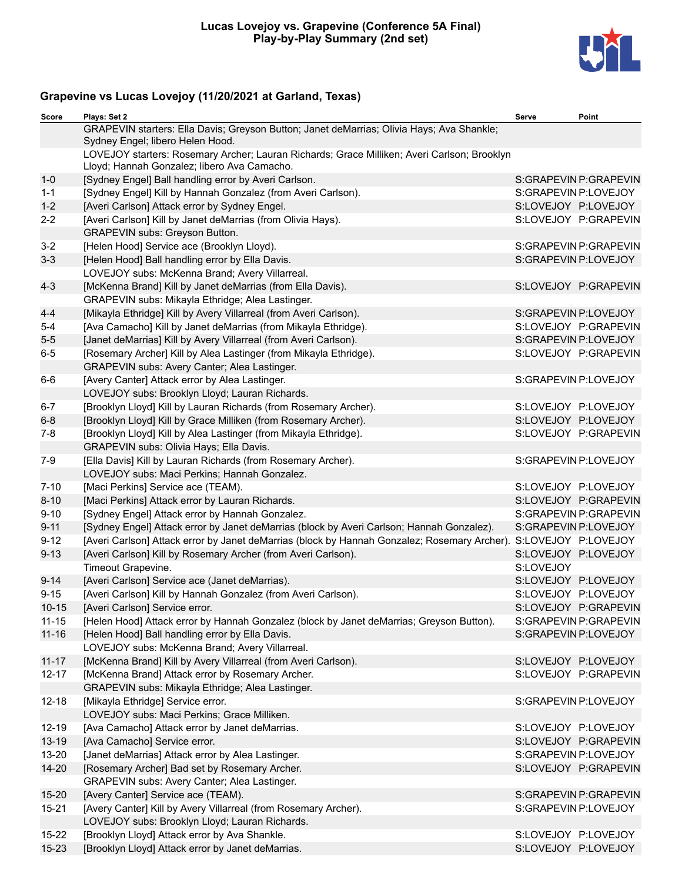# Lucas Lovejoy vs. Grapevine (Conference 5A Final)
## Play-by-Play Summary (2nd set)

### Grapevine vs Lucas Lovejoy (11/20/2021 at Garland, Texas)

| Score | Plays: Set 2 | Serve | Point |
|---|---|---|---|
| | GRAPEVIN starters: Ella Davis; Greyson Button; Janet deMarrias; Olivia Hays; Ava Shankle; Sydney Engel; libero Helen Hood. | | |
| | LOVEJOY starters: Rosemary Archer; Lauran Richards; Grace Milliken; Averi Carlson; Brooklyn Lloyd; Hannah Gonzalez; libero Ava Camacho. | | |
| 1-0 | [Sydney Engel] Ball handling error by Averi Carlson. | S:GRAPEVIN | P:GRAPEVIN |
| 1-1 | [Sydney Engel] Kill by Hannah Gonzalez (from Averi Carlson). | S:GRAPEVIN | P:LOVEJOY |
| 1-2 | [Averi Carlson] Attack error by Sydney Engel. | S:LOVEJOY | P:LOVEJOY |
| 2-2 | [Averi Carlson] Kill by Janet deMarrias (from Olivia Hays). | S:LOVEJOY | P:GRAPEVIN |
| | GRAPEVIN subs: Greyson Button. | | |
| 3-2 | [Helen Hood] Service ace (Brooklyn Lloyd). | S:GRAPEVIN | P:GRAPEVIN |
| 3-3 | [Helen Hood] Ball handling error by Ella Davis. | S:GRAPEVIN | P:LOVEJOY |
| | LOVEJOY subs: McKenna Brand; Avery Villarreal. | | |
| 4-3 | [McKenna Brand] Kill by Janet deMarrias (from Ella Davis). | S:LOVEJOY | P:GRAPEVIN |
| | GRAPEVIN subs: Mikayla Ethridge; Alea Lastinger. | | |
| 4-4 | [Mikayla Ethridge] Kill by Avery Villarreal (from Averi Carlson). | S:GRAPEVIN | P:LOVEJOY |
| 5-4 | [Ava Camacho] Kill by Janet deMarrias (from Mikayla Ethridge). | S:LOVEJOY | P:GRAPEVIN |
| 5-5 | [Janet deMarrias] Kill by Avery Villarreal (from Averi Carlson). | S:GRAPEVIN | P:LOVEJOY |
| 6-5 | [Rosemary Archer] Kill by Alea Lastinger (from Mikayla Ethridge). | S:LOVEJOY | P:GRAPEVIN |
| | GRAPEVIN subs: Avery Canter; Alea Lastinger. | | |
| 6-6 | [Avery Canter] Attack error by Alea Lastinger. | S:GRAPEVIN | P:LOVEJOY |
| | LOVEJOY subs: Brooklyn Lloyd; Lauran Richards. | | |
| 6-7 | [Brooklyn Lloyd] Kill by Lauran Richards (from Rosemary Archer). | S:LOVEJOY | P:LOVEJOY |
| 6-8 | [Brooklyn Lloyd] Kill by Grace Milliken (from Rosemary Archer). | S:LOVEJOY | P:LOVEJOY |
| 7-8 | [Brooklyn Lloyd] Kill by Alea Lastinger (from Mikayla Ethridge). | S:LOVEJOY | P:GRAPEVIN |
| | GRAPEVIN subs: Olivia Hays; Ella Davis. | | |
| 7-9 | [Ella Davis] Kill by Lauran Richards (from Rosemary Archer). | S:GRAPEVIN | P:LOVEJOY |
| | LOVEJOY subs: Maci Perkins; Hannah Gonzalez. | | |
| 7-10 | [Maci Perkins] Service ace (TEAM). | S:LOVEJOY | P:LOVEJOY |
| 8-10 | [Maci Perkins] Attack error by Lauran Richards. | S:LOVEJOY | P:GRAPEVIN |
| 9-10 | [Sydney Engel] Attack error by Hannah Gonzalez. | S:GRAPEVIN | P:GRAPEVIN |
| 9-11 | [Sydney Engel] Attack error by Janet deMarrias (block by Averi Carlson; Hannah Gonzalez). | S:GRAPEVIN | P:LOVEJOY |
| 9-12 | [Averi Carlson] Attack error by Janet deMarrias (block by Hannah Gonzalez; Rosemary Archer). | S:LOVEJOY | P:LOVEJOY |
| 9-13 | [Averi Carlson] Kill by Rosemary Archer (from Averi Carlson). | S:LOVEJOY | P:LOVEJOY |
| | Timeout Grapevine. | S:LOVEJOY | |
| 9-14 | [Averi Carlson] Service ace (Janet deMarrias). | S:LOVEJOY | P:LOVEJOY |
| 9-15 | [Averi Carlson] Kill by Hannah Gonzalez (from Averi Carlson). | S:LOVEJOY | P:LOVEJOY |
| 10-15 | [Averi Carlson] Service error. | S:LOVEJOY | P:GRAPEVIN |
| 11-15 | [Helen Hood] Attack error by Hannah Gonzalez (block by Janet deMarrias; Greyson Button). | S:GRAPEVIN | P:GRAPEVIN |
| 11-16 | [Helen Hood] Ball handling error by Ella Davis. | S:GRAPEVIN | P:LOVEJOY |
| | LOVEJOY subs: McKenna Brand; Avery Villarreal. | | |
| 11-17 | [McKenna Brand] Kill by Avery Villarreal (from Averi Carlson). | S:LOVEJOY | P:LOVEJOY |
| 12-17 | [McKenna Brand] Attack error by Rosemary Archer. | S:LOVEJOY | P:GRAPEVIN |
| | GRAPEVIN subs: Mikayla Ethridge; Alea Lastinger. | | |
| 12-18 | [Mikayla Ethridge] Service error. | S:GRAPEVIN | P:LOVEJOY |
| | LOVEJOY subs: Maci Perkins; Grace Milliken. | | |
| 12-19 | [Ava Camacho] Attack error by Janet deMarrias. | S:LOVEJOY | P:LOVEJOY |
| 13-19 | [Ava Camacho] Service error. | S:LOVEJOY | P:GRAPEVIN |
| 13-20 | [Janet deMarrias] Attack error by Alea Lastinger. | S:GRAPEVIN | P:LOVEJOY |
| 14-20 | [Rosemary Archer] Bad set by Rosemary Archer. | S:LOVEJOY | P:GRAPEVIN |
| | GRAPEVIN subs: Avery Canter; Alea Lastinger. | | |
| 15-20 | [Avery Canter] Service ace (TEAM). | S:GRAPEVIN | P:GRAPEVIN |
| 15-21 | [Avery Canter] Kill by Avery Villarreal (from Rosemary Archer). | S:GRAPEVIN | P:LOVEJOY |
| | LOVEJOY subs: Brooklyn Lloyd; Lauran Richards. | | |
| 15-22 | [Brooklyn Lloyd] Attack error by Ava Shankle. | S:LOVEJOY | P:LOVEJOY |
| 15-23 | [Brooklyn Lloyd] Attack error by Janet deMarrias. | S:LOVEJOY | P:LOVEJOY |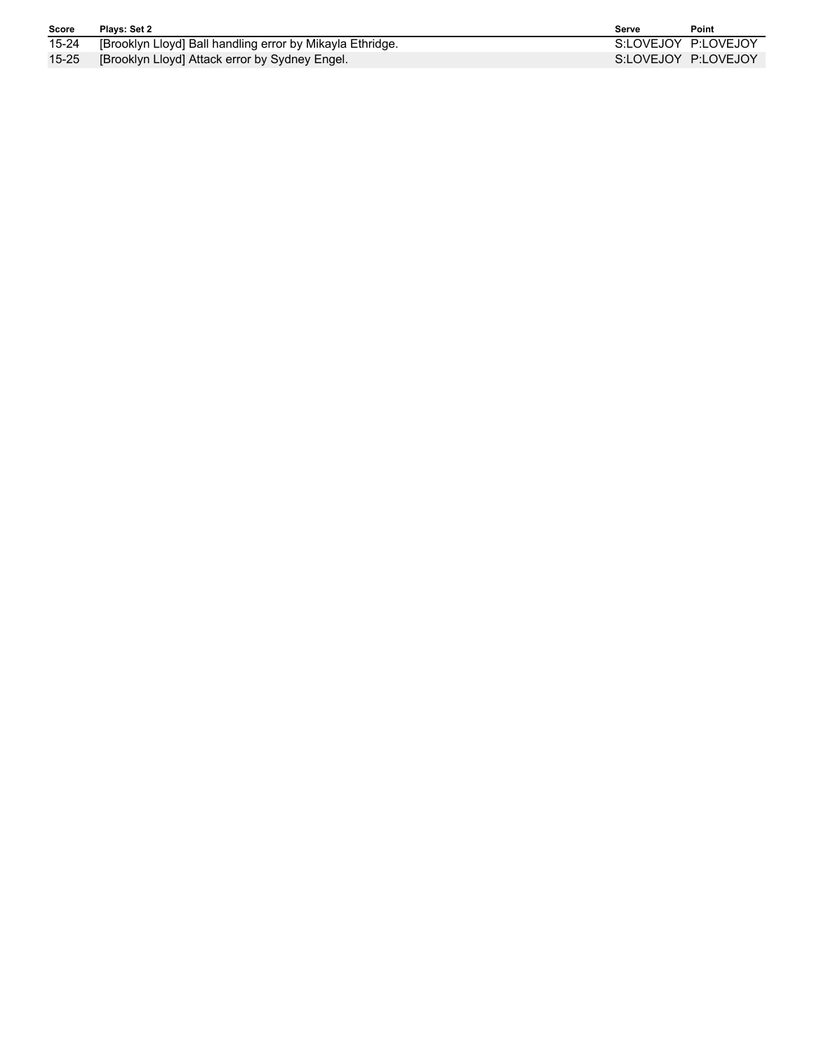| Score | Plays: Set 2 | Serve | Point |
| --- | --- | --- | --- |
| 15-24 | [Brooklyn Lloyd] Ball handling error by Mikayla Ethridge. | S:LOVEJOY | P:LOVEJOY |
| 15-25 | [Brooklyn Lloyd] Attack error by Sydney Engel. | S:LOVEJOY | P:LOVEJOY |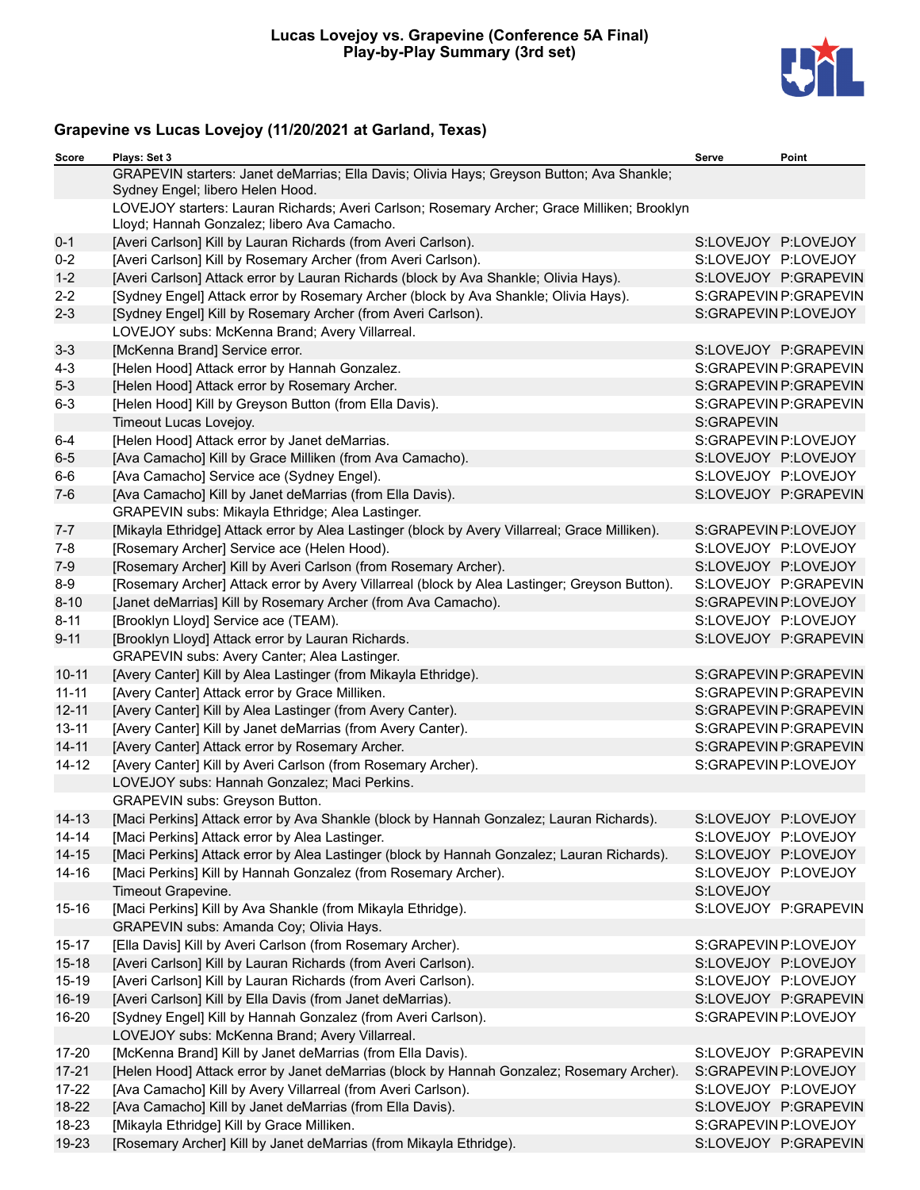**Lucas Lovejoy vs. Grapevine (Conference 5A Final)**
**Play-by-Play Summary (3rd set)**

## Grapevine vs Lucas Lovejoy (11/20/2021 at Garland, Texas)

| Score | Plays: Set 3 | Serve | Point |
|---|---|---|---|
| | GRAPEVIN starters: Janet deMarrias; Ella Davis; Olivia Hays; Greyson Button; Ava Shankle; Sydney Engel; libero Helen Hood. | | |
| | LOVEJOY starters: Lauran Richards; Averi Carlson; Rosemary Archer; Grace Milliken; Brooklyn Lloyd; Hannah Gonzalez; libero Ava Camacho. | | |
| 0-1 | [Averi Carlson] Kill by Lauran Richards (from Averi Carlson). | S:LOVEJOY | P:LOVEJOY |
| 0-2 | [Averi Carlson] Kill by Rosemary Archer (from Averi Carlson). | S:LOVEJOY | P:LOVEJOY |
| 1-2 | [Averi Carlson] Attack error by Lauran Richards (block by Ava Shankle; Olivia Hays). | S:LOVEJOY | P:GRAPEVIN |
| 2-2 | [Sydney Engel] Attack error by Rosemary Archer (block by Ava Shankle; Olivia Hays). | S:GRAPEVIN | P:GRAPEVIN |
| 2-3 | [Sydney Engel] Kill by Rosemary Archer (from Averi Carlson). | S:GRAPEVIN | P:LOVEJOY |
| | LOVEJOY subs: McKenna Brand; Avery Villarreal. | | |
| 3-3 | [McKenna Brand] Service error. | S:LOVEJOY | P:GRAPEVIN |
| 4-3 | [Helen Hood] Attack error by Hannah Gonzalez. | S:GRAPEVIN | P:GRAPEVIN |
| 5-3 | [Helen Hood] Attack error by Rosemary Archer. | S:GRAPEVIN | P:GRAPEVIN |
| 6-3 | [Helen Hood] Kill by Greyson Button (from Ella Davis). | S:GRAPEVIN | P:GRAPEVIN |
| | Timeout Lucas Lovejoy. | S:GRAPEVIN | |
| 6-4 | [Helen Hood] Attack error by Janet deMarrias. | S:GRAPEVIN | P:LOVEJOY |
| 6-5 | [Ava Camacho] Kill by Grace Milliken (from Ava Camacho). | S:LOVEJOY | P:LOVEJOY |
| 6-6 | [Ava Camacho] Service ace (Sydney Engel). | S:LOVEJOY | P:LOVEJOY |
| 7-6 | [Ava Camacho] Kill by Janet deMarrias (from Ella Davis). | S:LOVEJOY | P:GRAPEVIN |
| | GRAPEVIN subs: Mikayla Ethridge; Alea Lastinger. | | |
| 7-7 | [Mikayla Ethridge] Attack error by Alea Lastinger (block by Avery Villarreal; Grace Milliken). | S:GRAPEVIN | P:LOVEJOY |
| 7-8 | [Rosemary Archer] Service ace (Helen Hood). | S:LOVEJOY | P:LOVEJOY |
| 7-9 | [Rosemary Archer] Kill by Averi Carlson (from Rosemary Archer). | S:LOVEJOY | P:LOVEJOY |
| 8-9 | [Rosemary Archer] Attack error by Avery Villarreal (block by Alea Lastinger; Greyson Button). | S:LOVEJOY | P:GRAPEVIN |
| 8-10 | [Janet deMarrias] Kill by Rosemary Archer (from Ava Camacho). | S:GRAPEVIN | P:LOVEJOY |
| 8-11 | [Brooklyn Lloyd] Service ace (TEAM). | S:LOVEJOY | P:LOVEJOY |
| 9-11 | [Brooklyn Lloyd] Attack error by Lauran Richards. | S:LOVEJOY | P:GRAPEVIN |
| | GRAPEVIN subs: Avery Canter; Alea Lastinger. | | |
| 10-11 | [Avery Canter] Kill by Alea Lastinger (from Mikayla Ethridge). | S:GRAPEVIN | P:GRAPEVIN |
| 11-11 | [Avery Canter] Attack error by Grace Milliken. | S:GRAPEVIN | P:GRAPEVIN |
| 12-11 | [Avery Canter] Kill by Alea Lastinger (from Avery Canter). | S:GRAPEVIN | P:GRAPEVIN |
| 13-11 | [Avery Canter] Kill by Janet deMarrias (from Avery Canter). | S:GRAPEVIN | P:GRAPEVIN |
| 14-11 | [Avery Canter] Attack error by Rosemary Archer. | S:GRAPEVIN | P:GRAPEVIN |
| 14-12 | [Avery Canter] Kill by Averi Carlson (from Rosemary Archer). | S:GRAPEVIN | P:LOVEJOY |
| | LOVEJOY subs: Hannah Gonzalez; Maci Perkins. | | |
| | GRAPEVIN subs: Greyson Button. | | |
| 14-13 | [Maci Perkins] Attack error by Ava Shankle (block by Hannah Gonzalez; Lauran Richards). | S:LOVEJOY | P:LOVEJOY |
| 14-14 | [Maci Perkins] Attack error by Alea Lastinger. | S:LOVEJOY | P:LOVEJOY |
| 14-15 | [Maci Perkins] Attack error by Alea Lastinger (block by Hannah Gonzalez; Lauran Richards). | S:LOVEJOY | P:LOVEJOY |
| 14-16 | [Maci Perkins] Kill by Hannah Gonzalez (from Rosemary Archer). | S:LOVEJOY | P:LOVEJOY |
| | Timeout Grapevine. | S:LOVEJOY | |
| 15-16 | [Maci Perkins] Kill by Ava Shankle (from Mikayla Ethridge). | S:LOVEJOY | P:GRAPEVIN |
| | GRAPEVIN subs: Amanda Coy; Olivia Hays. | | |
| 15-17 | [Ella Davis] Kill by Averi Carlson (from Rosemary Archer). | S:GRAPEVIN | P:LOVEJOY |
| 15-18 | [Averi Carlson] Kill by Lauran Richards (from Averi Carlson). | S:LOVEJOY | P:LOVEJOY |
| 15-19 | [Averi Carlson] Kill by Lauran Richards (from Averi Carlson). | S:LOVEJOY | P:LOVEJOY |
| 16-19 | [Averi Carlson] Kill by Ella Davis (from Janet deMarrias). | S:LOVEJOY | P:GRAPEVIN |
| 16-20 | [Sydney Engel] Kill by Hannah Gonzalez (from Averi Carlson). | S:GRAPEVIN | P:LOVEJOY |
| | LOVEJOY subs: McKenna Brand; Avery Villarreal. | | |
| 17-20 | [McKenna Brand] Kill by Janet deMarrias (from Ella Davis). | S:LOVEJOY | P:GRAPEVIN |
| 17-21 | [Helen Hood] Attack error by Janet deMarrias (block by Hannah Gonzalez; Rosemary Archer). | S:GRAPEVIN | P:LOVEJOY |
| 17-22 | [Ava Camacho] Kill by Avery Villarreal (from Averi Carlson). | S:LOVEJOY | P:LOVEJOY |
| 18-22 | [Ava Camacho] Kill by Janet deMarrias (from Ella Davis). | S:LOVEJOY | P:GRAPEVIN |
| 18-23 | [Mikayla Ethridge] Kill by Grace Milliken. | S:GRAPEVIN | P:LOVEJOY |
| 19-23 | [Rosemary Archer] Kill by Janet deMarrias (from Mikayla Ethridge). | S:LOVEJOY | P:GRAPEVIN |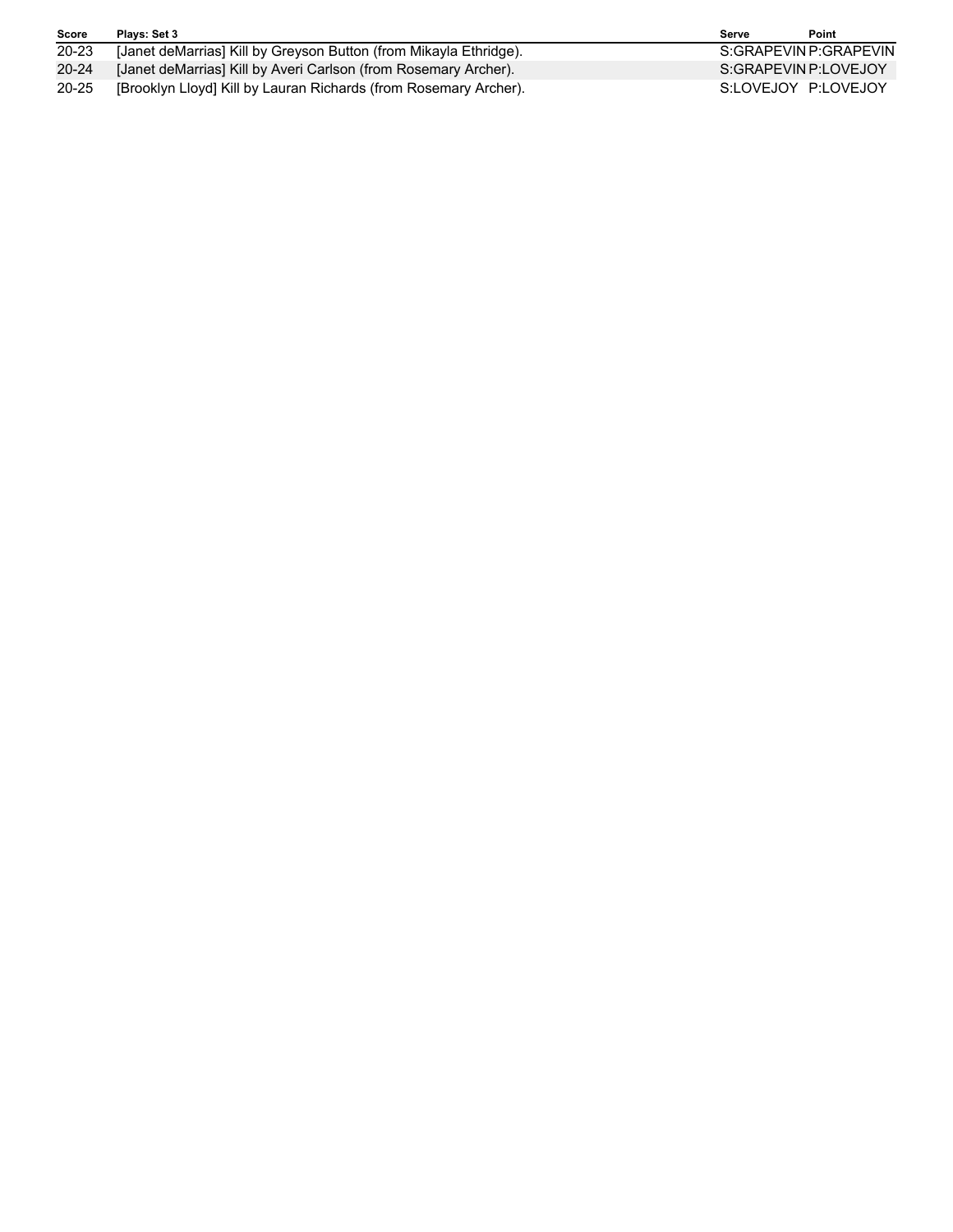| Score | Plays: Set 3 | Serve | Point |
| --- | --- | --- | --- |
| 20-23 | [Janet deMarrias] Kill by Greyson Button (from Mikayla Ethridge). | S:GRAPEVIN | P:GRAPEVIN |
| 20-24 | [Janet deMarrias] Kill by Averi Carlson (from Rosemary Archer). | S:GRAPEVIN | P:LOVEJOY |
| 20-25 | [Brooklyn Lloyd] Kill by Lauran Richards (from Rosemary Archer). | S:LOVEJOY | P:LOVEJOY |